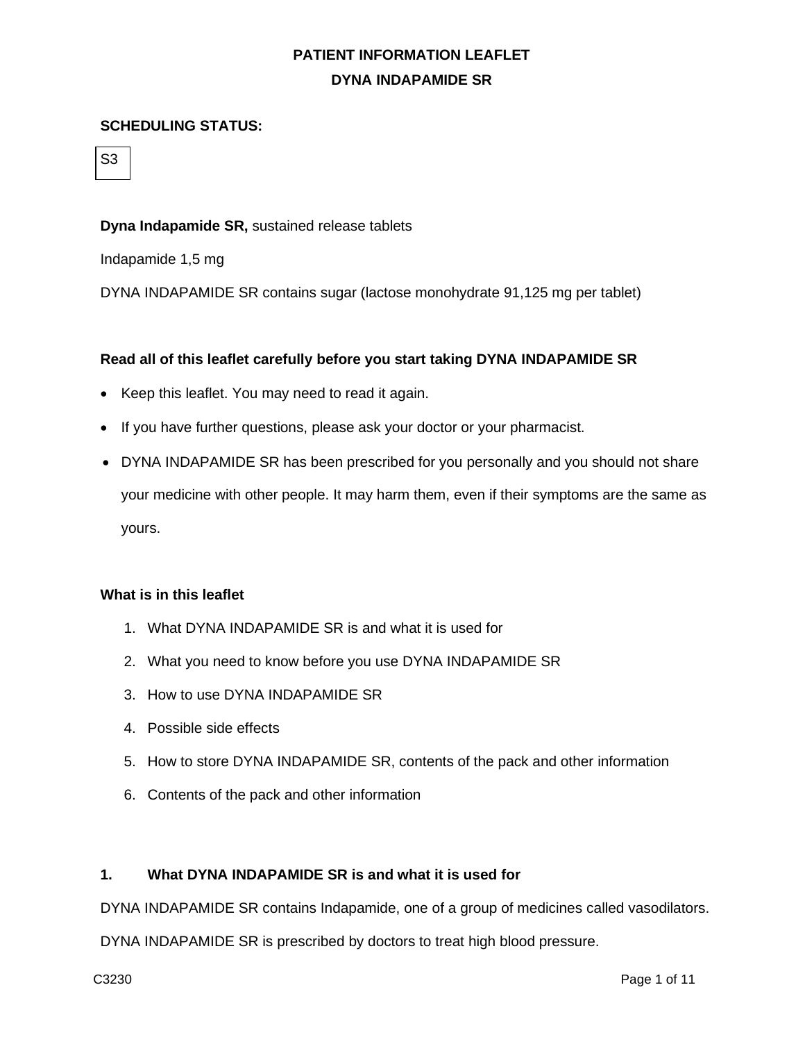# PATIENT INFORMATION LEAFLET

## DYNA INDAPAMIDE SR

**SCHEDULING STATUS:**

S3

**Dyna Indapamide SR,** sustained release tablets

Indapamide 1,5 mg

DYNA INDAPAMIDE SR contains sugar (lactose monohydrate 91,125 mg per tablet)

**Read all of this leaflet carefully before you start taking DYNA INDAPAMIDE SR**

- Keep this leaflet. You may need to read it again.
- If you have further questions, please ask your doctor or your pharmacist.
- DYNA INDAPAMIDE SR has been prescribed for you personally and you should not share your medicine with other people. It may harm them, even if their symptoms are the same as yours.

**What is in this leaflet**

1. What DYNA INDAPAMIDE SR is and what it is used for
2. What you need to know before you use DYNA INDAPAMIDE SR
3. How to use DYNA INDAPAMIDE SR
4. Possible side effects
5. How to store DYNA INDAPAMIDE SR, contents of the pack and other information
6. Contents of the pack and other information

### 1. What DYNA INDAPAMIDE SR is and what it is used for

DYNA INDAPAMIDE SR contains Indapamide, one of a group of medicines called vasodilators.

DYNA INDAPAMIDE SR is prescribed by doctors to treat high blood pressure.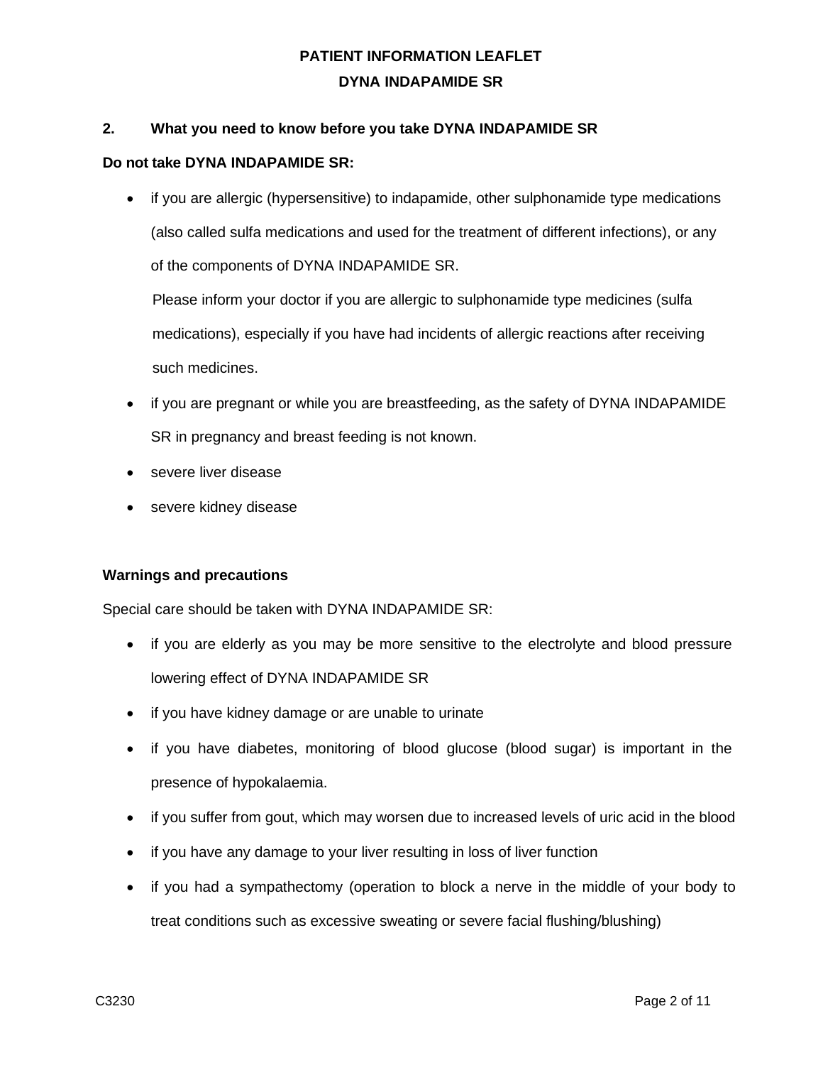## 2. What you need to know before you take DYNA INDAPAMIDE SR

**Do not take DYNA INDAPAMIDE SR:**

- if you are allergic (hypersensitive) to indapamide, other sulphonamide type medications (also called sulfa medications and used for the treatment of different infections), or any of the components of DYNA INDAPAMIDE SR.

  Please inform your doctor if you are allergic to sulphonamide type medicines (sulfa medications), especially if you have had incidents of allergic reactions after receiving such medicines.
- if you are pregnant or while you are breastfeeding, as the safety of DYNA INDAPAMIDE SR in pregnancy and breast feeding is not known.
- severe liver disease
- severe kidney disease

**Warnings and precautions**

Special care should be taken with DYNA INDAPAMIDE SR:

- if you are elderly as you may be more sensitive to the electrolyte and blood pressure lowering effect of DYNA INDAPAMIDE SR
- if you have kidney damage or are unable to urinate
- if you have diabetes, monitoring of blood glucose (blood sugar) is important in the presence of hypokalaemia.
- if you suffer from gout, which may worsen due to increased levels of uric acid in the blood
- if you have any damage to your liver resulting in loss of liver function
- if you had a sympathectomy (operation to block a nerve in the middle of your body to treat conditions such as excessive sweating or severe facial flushing/blushing)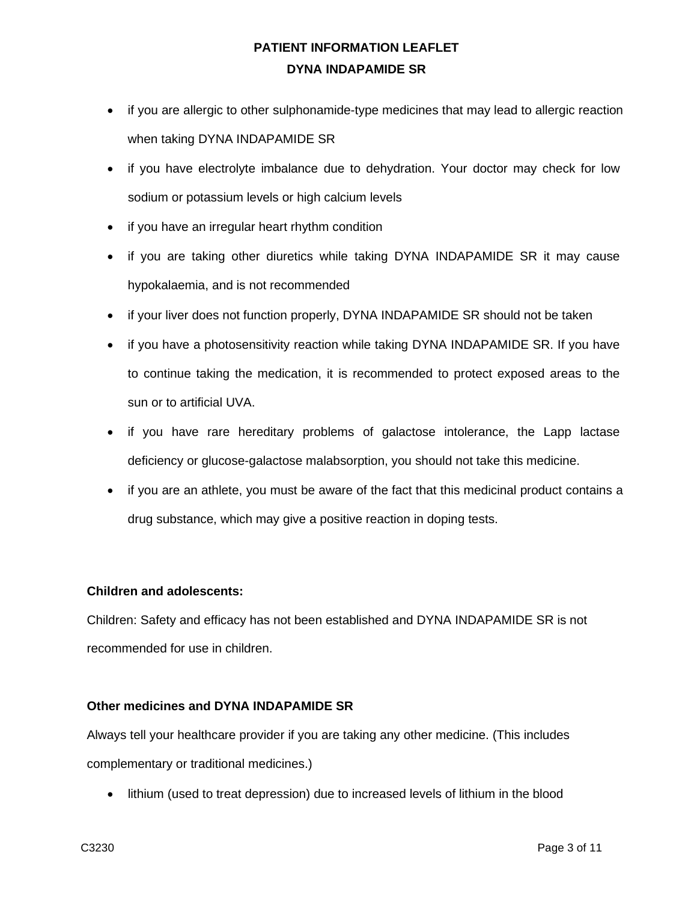- if you are allergic to other sulphonamide-type medicines that may lead to allergic reaction when taking DYNA INDAPAMIDE SR
- if you have electrolyte imbalance due to dehydration. Your doctor may check for low sodium or potassium levels or high calcium levels
- if you have an irregular heart rhythm condition
- if you are taking other diuretics while taking DYNA INDAPAMIDE SR it may cause hypokalaemia, and is not recommended
- if your liver does not function properly, DYNA INDAPAMIDE SR should not be taken
- if you have a photosensitivity reaction while taking DYNA INDAPAMIDE SR. If you have to continue taking the medication, it is recommended to protect exposed areas to the sun or to artificial UVA.
- if you have rare hereditary problems of galactose intolerance, the Lapp lactase deficiency or glucose-galactose malabsorption, you should not take this medicine.
- if you are an athlete, you must be aware of the fact that this medicinal product contains a drug substance, which may give a positive reaction in doping tests.

**Children and adolescents:**

Children: Safety and efficacy has not been established and DYNA INDAPAMIDE SR is not recommended for use in children.

**Other medicines and DYNA INDAPAMIDE SR**

Always tell your healthcare provider if you are taking any other medicine. (This includes complementary or traditional medicines.)

- lithium (used to treat depression) due to increased levels of lithium in the blood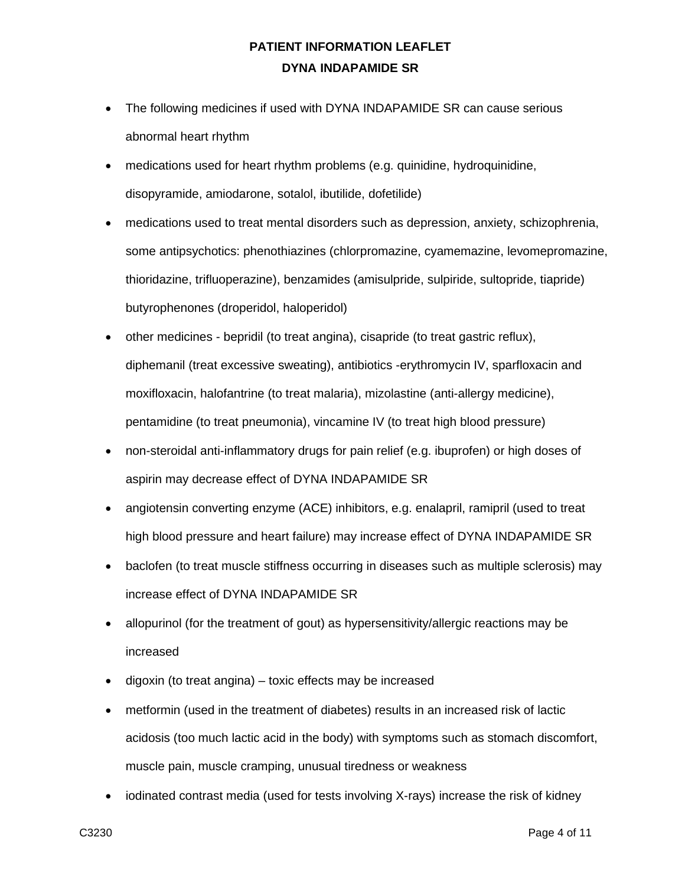- The following medicines if used with DYNA INDAPAMIDE SR can cause serious abnormal heart rhythm
- medications used for heart rhythm problems (e.g. quinidine, hydroquinidine, disopyramide, amiodarone, sotalol, ibutilide, dofetilide)
- medications used to treat mental disorders such as depression, anxiety, schizophrenia, some antipsychotics: phenothiazines (chlorpromazine, cyamemazine, levomepromazine, thioridazine, trifluoperazine), benzamides (amisulpride, sulpiride, sultopride, tiapride) butyrophenones (droperidol, haloperidol)
- other medicines - bepridil (to treat angina), cisapride (to treat gastric reflux), diphemanil (treat excessive sweating), antibiotics -erythromycin IV, sparfloxacin and moxifloxacin, halofantrine (to treat malaria), mizolastine (anti-allergy medicine), pentamidine (to treat pneumonia), vincamine IV (to treat high blood pressure)
- non-steroidal anti-inflammatory drugs for pain relief (e.g. ibuprofen) or high doses of aspirin may decrease effect of DYNA INDAPAMIDE SR
- angiotensin converting enzyme (ACE) inhibitors, e.g. enalapril, ramipril (used to treat high blood pressure and heart failure) may increase effect of DYNA INDAPAMIDE SR
- baclofen (to treat muscle stiffness occurring in diseases such as multiple sclerosis) may increase effect of DYNA INDAPAMIDE SR
- allopurinol (for the treatment of gout) as hypersensitivity/allergic reactions may be increased
- digoxin (to treat angina) – toxic effects may be increased
- metformin (used in the treatment of diabetes) results in an increased risk of lactic acidosis (too much lactic acid in the body) with symptoms such as stomach discomfort, muscle pain, muscle cramping, unusual tiredness or weakness
- iodinated contrast media (used for tests involving X-rays) increase the risk of kidney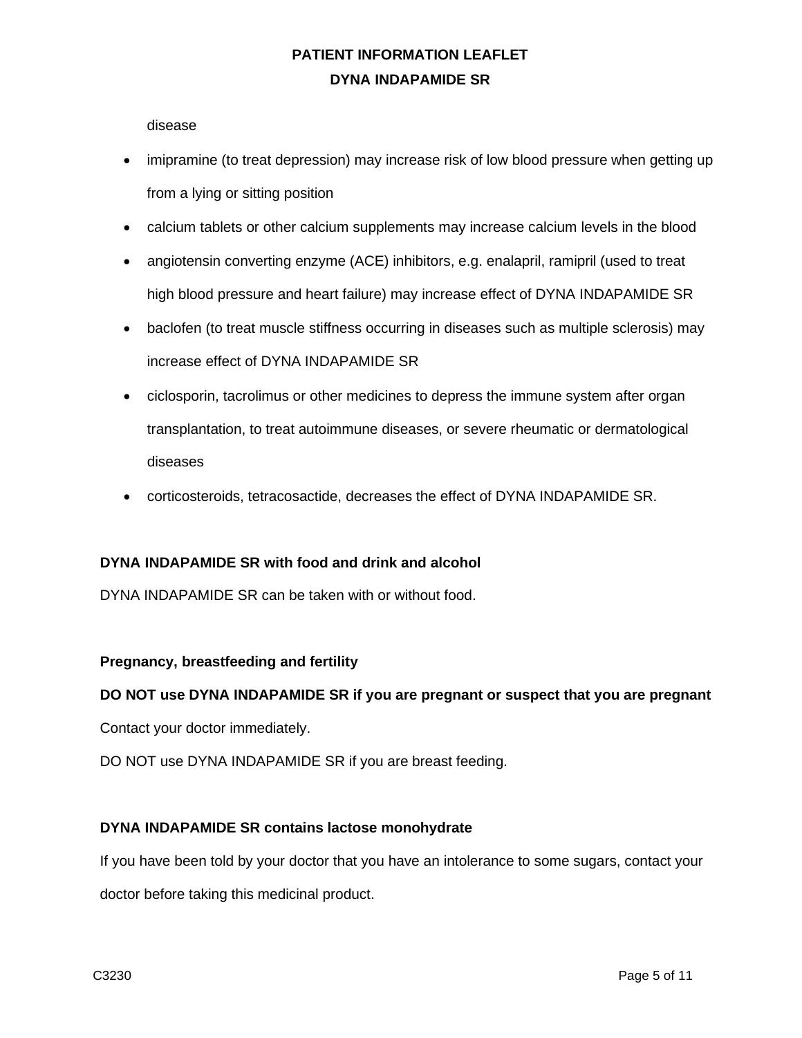disease

- imipramine (to treat depression) may increase risk of low blood pressure when getting up from a lying or sitting position
- calcium tablets or other calcium supplements may increase calcium levels in the blood
- angiotensin converting enzyme (ACE) inhibitors, e.g. enalapril, ramipril (used to treat high blood pressure and heart failure) may increase effect of DYNA INDAPAMIDE SR
- baclofen (to treat muscle stiffness occurring in diseases such as multiple sclerosis) may increase effect of DYNA INDAPAMIDE SR
- ciclosporin, tacrolimus or other medicines to depress the immune system after organ transplantation, to treat autoimmune diseases, or severe rheumatic or dermatological diseases
- corticosteroids, tetracosactide, decreases the effect of DYNA INDAPAMIDE SR.

**DYNA INDAPAMIDE SR with food and drink and alcohol**

DYNA INDAPAMIDE SR can be taken with or without food.

**Pregnancy, breastfeeding and fertility**

**DO NOT use DYNA INDAPAMIDE SR if you are pregnant or suspect that you are pregnant**

Contact your doctor immediately.

DO NOT use DYNA INDAPAMIDE SR if you are breast feeding.

**DYNA INDAPAMIDE SR contains lactose monohydrate**

If you have been told by your doctor that you have an intolerance to some sugars, contact your doctor before taking this medicinal product.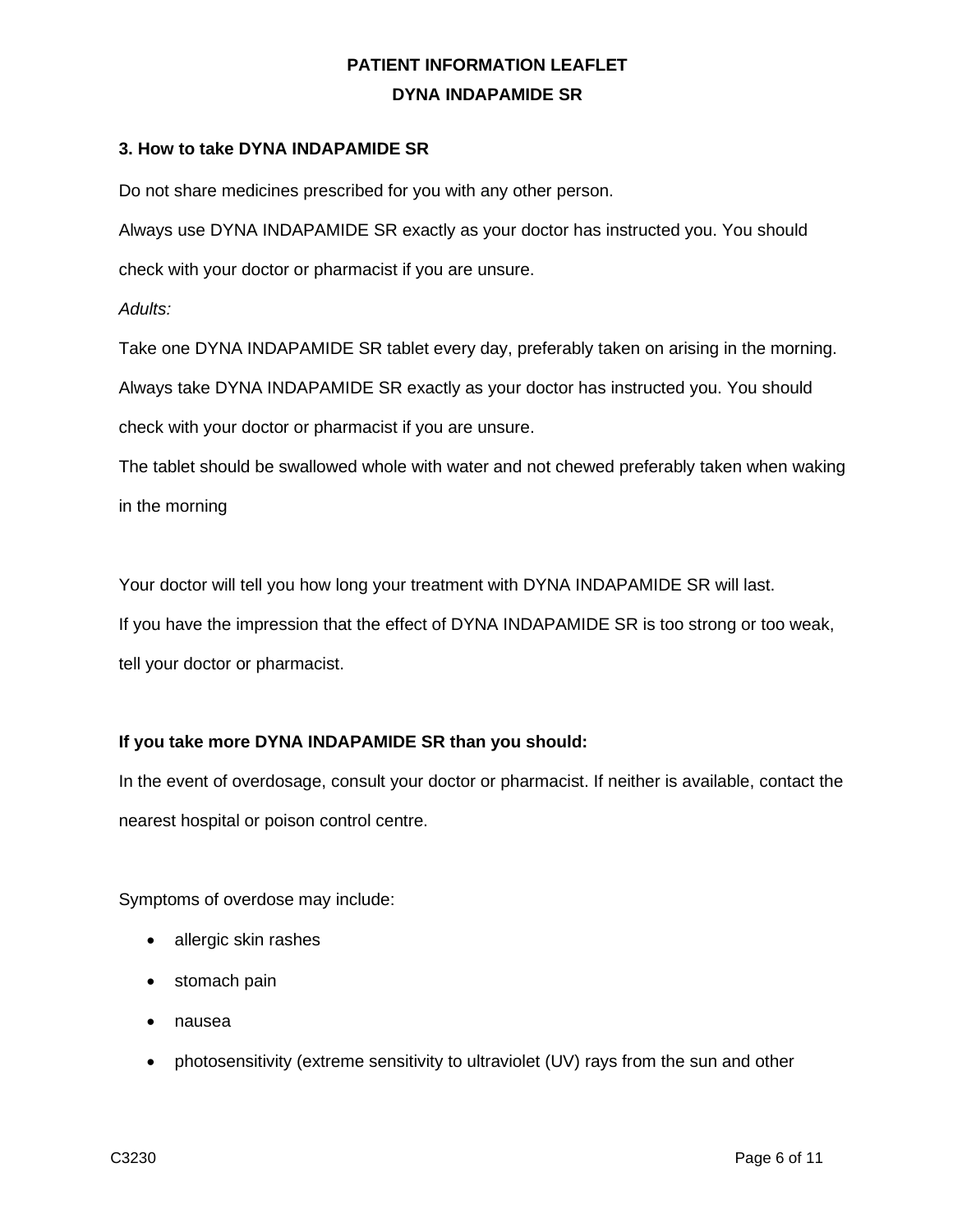### 3. How to take DYNA INDAPAMIDE SR

Do not share medicines prescribed for you with any other person.

Always use DYNA INDAPAMIDE SR exactly as your doctor has instructed you. You should check with your doctor or pharmacist if you are unsure.

*Adults:*

Take one DYNA INDAPAMIDE SR tablet every day, preferably taken on arising in the morning.

Always take DYNA INDAPAMIDE SR exactly as your doctor has instructed you. You should check with your doctor or pharmacist if you are unsure.

The tablet should be swallowed whole with water and not chewed preferably taken when waking in the morning

Your doctor will tell you how long your treatment with DYNA INDAPAMIDE SR will last.

If you have the impression that the effect of DYNA INDAPAMIDE SR is too strong or too weak, tell your doctor or pharmacist.

**If you take more DYNA INDAPAMIDE SR than you should:**

In the event of overdosage, consult your doctor or pharmacist. If neither is available, contact the nearest hospital or poison control centre.

Symptoms of overdose may include:

- allergic skin rashes
- stomach pain
- nausea
- photosensitivity (extreme sensitivity to ultraviolet (UV) rays from the sun and other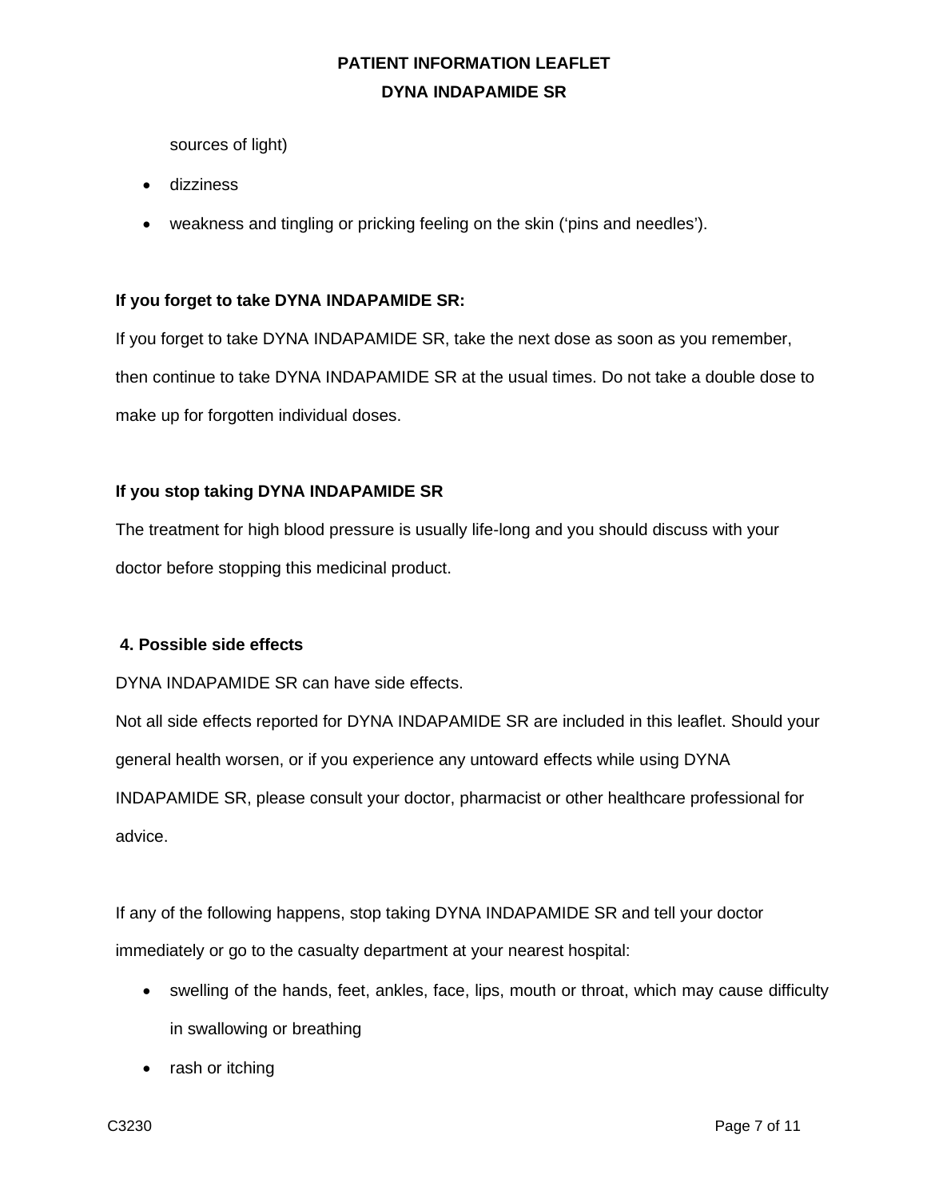sources of light)

- dizziness
- weakness and tingling or pricking feeling on the skin (‘pins and needles’).

**If you forget to take DYNA INDAPAMIDE SR:**

If you forget to take DYNA INDAPAMIDE SR, take the next dose as soon as you remember, then continue to take DYNA INDAPAMIDE SR at the usual times. Do not take a double dose to make up for forgotten individual doses.

**If you stop taking DYNA INDAPAMIDE SR**

The treatment for high blood pressure is usually life-long and you should discuss with your doctor before stopping this medicinal product.

## 4. Possible side effects

DYNA INDAPAMIDE SR can have side effects.

Not all side effects reported for DYNA INDAPAMIDE SR are included in this leaflet. Should your general health worsen, or if you experience any untoward effects while using DYNA INDAPAMIDE SR, please consult your doctor, pharmacist or other healthcare professional for advice.

If any of the following happens, stop taking DYNA INDAPAMIDE SR and tell your doctor immediately or go to the casualty department at your nearest hospital:

- swelling of the hands, feet, ankles, face, lips, mouth or throat, which may cause difficulty in swallowing or breathing
- rash or itching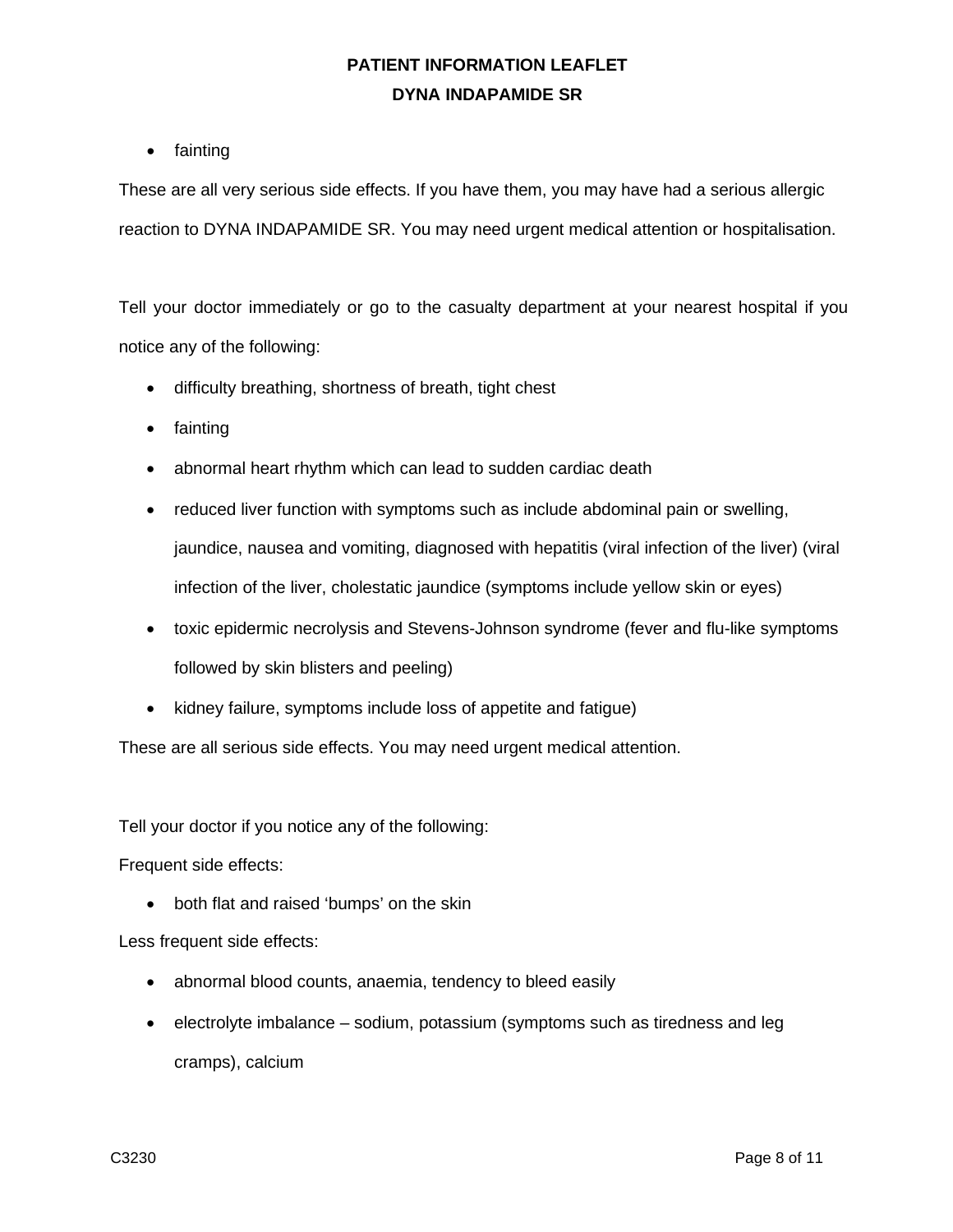- fainting

These are all very serious side effects. If you have them, you may have had a serious allergic reaction to DYNA INDAPAMIDE SR. You may need urgent medical attention or hospitalisation.

Tell your doctor immediately or go to the casualty department at your nearest hospital if you notice any of the following:

- difficulty breathing, shortness of breath, tight chest
- fainting
- abnormal heart rhythm which can lead to sudden cardiac death
- reduced liver function with symptoms such as include abdominal pain or swelling, jaundice, nausea and vomiting, diagnosed with hepatitis (viral infection of the liver) (viral infection of the liver, cholestatic jaundice (symptoms include yellow skin or eyes)
- toxic epidermic necrolysis and Stevens-Johnson syndrome (fever and flu-like symptoms followed by skin blisters and peeling)
- kidney failure, symptoms include loss of appetite and fatigue)

These are all serious side effects. You may need urgent medical attention.

Tell your doctor if you notice any of the following:

Frequent side effects:

- both flat and raised 'bumps' on the skin

Less frequent side effects:

- abnormal blood counts, anaemia, tendency to bleed easily
- electrolyte imbalance – sodium, potassium (symptoms such as tiredness and leg cramps), calcium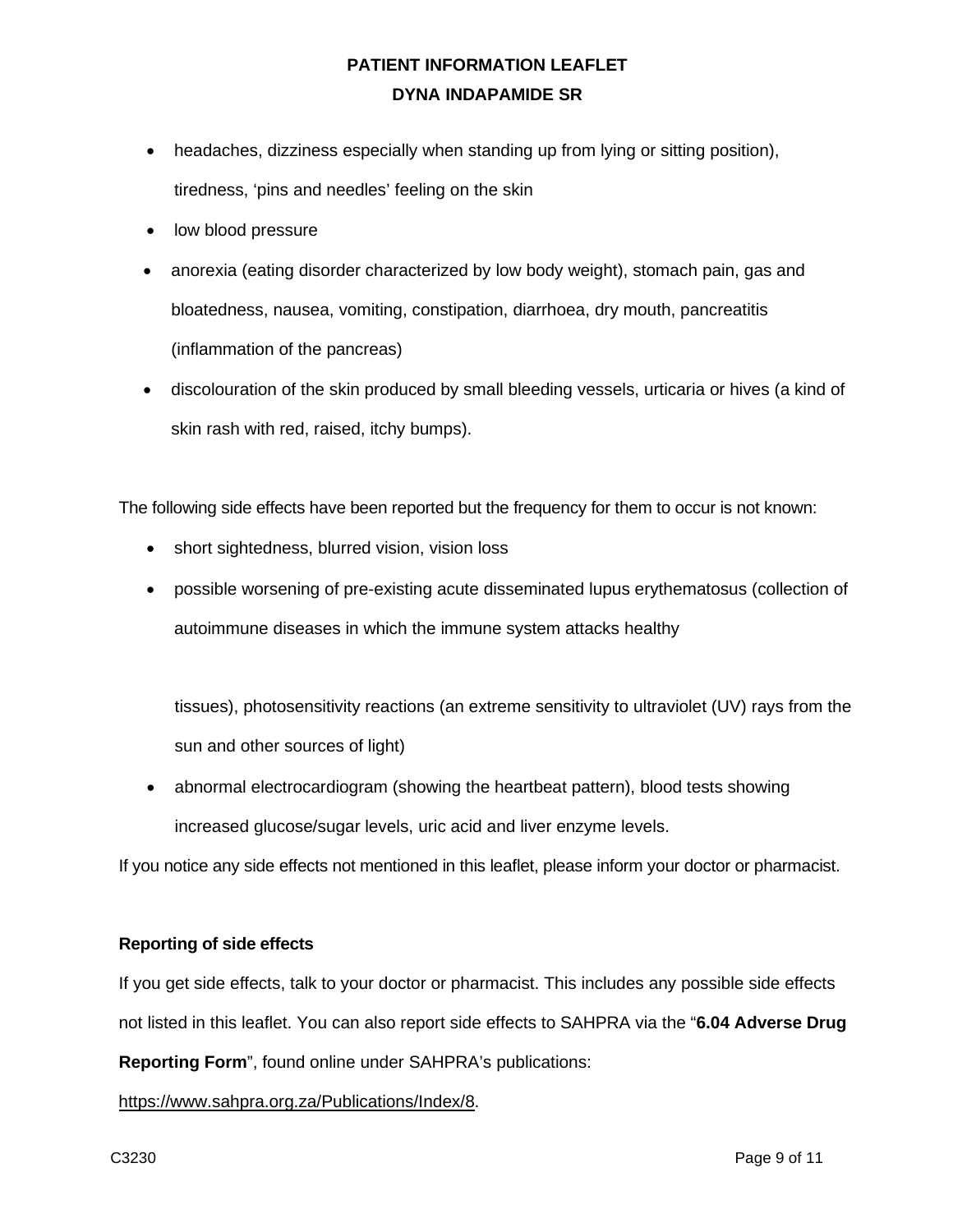- headaches, dizziness especially when standing up from lying or sitting position), tiredness, 'pins and needles' feeling on the skin
- low blood pressure
- anorexia (eating disorder characterized by low body weight), stomach pain, gas and bloatedness, nausea, vomiting, constipation, diarrhoea, dry mouth, pancreatitis (inflammation of the pancreas)
- discolouration of the skin produced by small bleeding vessels, urticaria or hives (a kind of skin rash with red, raised, itchy bumps).

The following side effects have been reported but the frequency for them to occur is not known:

- short sightedness, blurred vision, vision loss
- possible worsening of pre-existing acute disseminated lupus erythematosus (collection of autoimmune diseases in which the immune system attacks healthy tissues), photosensitivity reactions (an extreme sensitivity to ultraviolet (UV) rays from the sun and other sources of light)
- abnormal electrocardiogram (showing the heartbeat pattern), blood tests showing increased glucose/sugar levels, uric acid and liver enzyme levels.

If you notice any side effects not mentioned in this leaflet, please inform your doctor or pharmacist.

**Reporting of side effects**

If you get side effects, talk to your doctor or pharmacist. This includes any possible side effects not listed in this leaflet. You can also report side effects to SAHPRA via the "**6.04 Adverse Drug Reporting Form**", found online under SAHPRA's publications: https://www.sahpra.org.za/Publications/Index/8.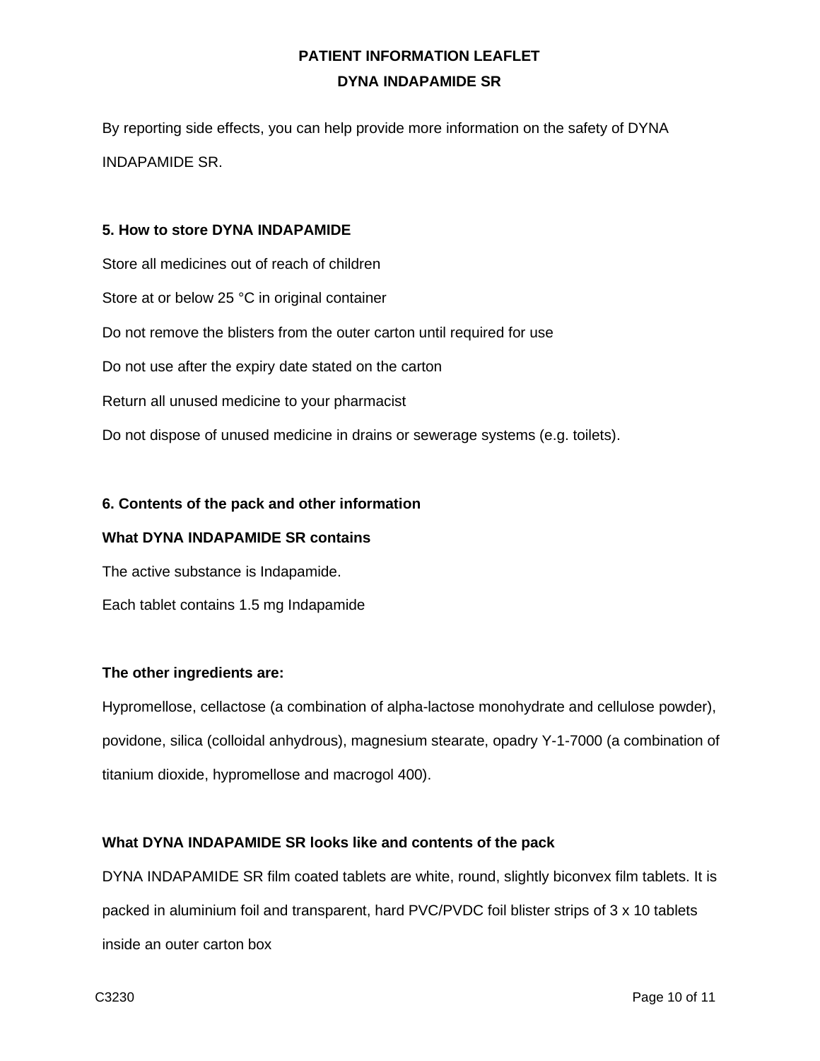By reporting side effects, you can help provide more information on the safety of DYNA INDAPAMIDE SR.

**5. How to store DYNA INDAPAMIDE**

Store all medicines out of reach of children

Store at or below 25 °C in original container

Do not remove the blisters from the outer carton until required for use

Do not use after the expiry date stated on the carton

Return all unused medicine to your pharmacist

Do not dispose of unused medicine in drains or sewerage systems (e.g. toilets).

**6. Contents of the pack and other information**

**What DYNA INDAPAMIDE SR contains**

The active substance is Indapamide.

Each tablet contains 1.5 mg Indapamide

**The other ingredients are:**

Hypromellose, cellactose (a combination of alpha-lactose monohydrate and cellulose powder), povidone, silica (colloidal anhydrous), magnesium stearate, opadry Y-1-7000 (a combination of titanium dioxide, hypromellose and macrogol 400).

**What DYNA INDAPAMIDE SR looks like and contents of the pack**

DYNA INDAPAMIDE SR film coated tablets are white, round, slightly biconvex film tablets. It is packed in aluminium foil and transparent, hard PVC/PVDC foil blister strips of 3 x 10 tablets inside an outer carton box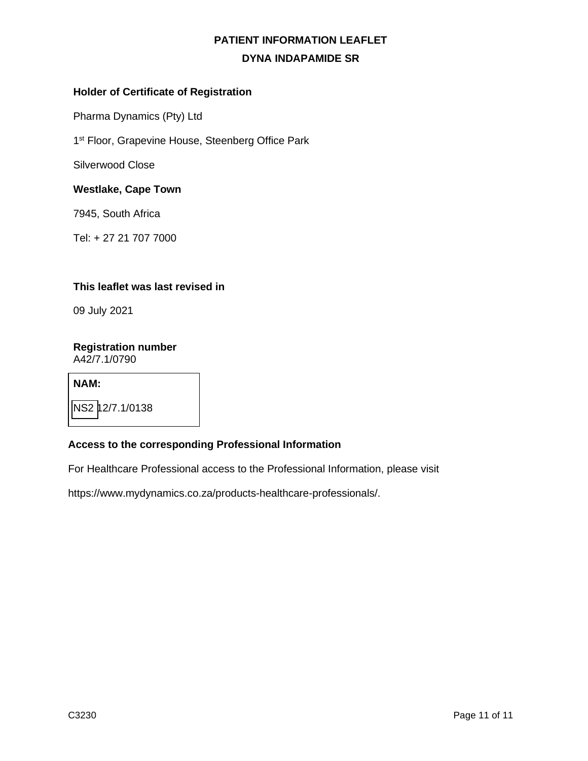**PATIENT INFORMATION LEAFLET**

**DYNA INDAPAMIDE SR**

**Holder of Certificate of Registration**

Pharma Dynamics (Pty) Ltd

1st Floor, Grapevine House, Steenberg Office Park

Silverwood Close

**Westlake, Cape Town**

7945, South Africa

Tel: + 27 21 707 7000

**This leaflet was last revised in**

09 July 2021

**Registration number**

A42/7.1/0790

**NAM:**

NS2 12/7.1/0138

**Access to the corresponding Professional Information**

For Healthcare Professional access to the Professional Information, please visit

https://www.mydynamics.co.za/products-healthcare-professionals/.

C3230